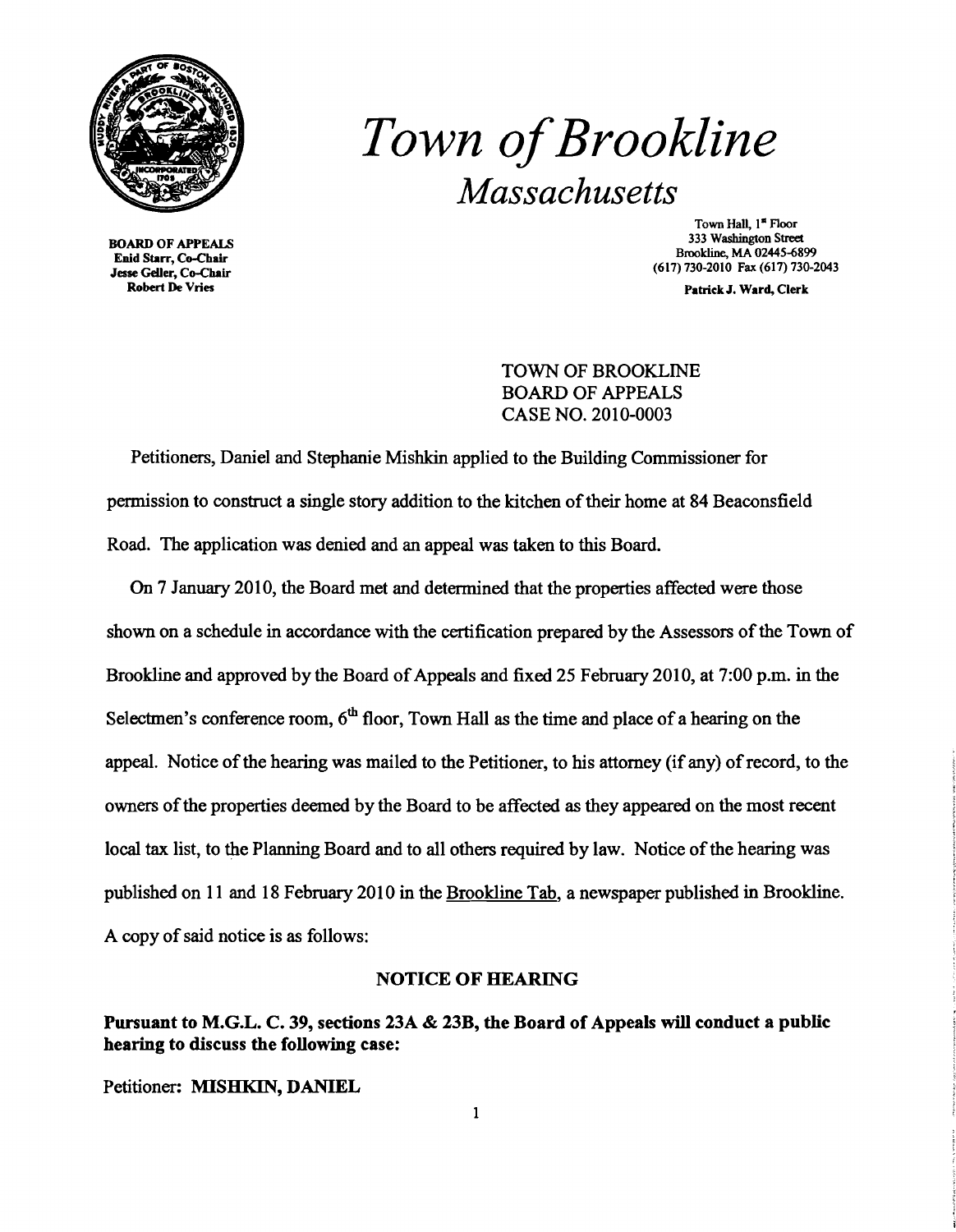# *Town of Brookline*

## *Massachusetts*

BOARD OF APPEALS
Enid Starr, Co-Chair
Jesse Geller, Co-Chair
Robert De Vries

Town Hall, 1st Floor
333 Washington Street
Brookline, MA 02445-6899
(617) 730-2010 Fax (617) 730-2043

Patrick J. Ward, Clerk

TOWN OF BROOKLINE
BOARD OF APPEALS
CASE NO. 2010-0003

Petitioners, Daniel and Stephanie Mishkin applied to the Building Commissioner for permission to construct a single story addition to the kitchen of their home at 84 Beaconsfield Road. The application was denied and an appeal was taken to this Board.

On 7 January 2010, the Board met and determined that the properties affected were those shown on a schedule in accordance with the certification prepared by the Assessors of the Town of Brookline and approved by the Board of Appeals and fixed 25 February 2010, at 7:00 p.m. in the Selectmen's conference room, 6th floor, Town Hall as the time and place of a hearing on the appeal. Notice of the hearing was mailed to the Petitioner, to his attorney (if any) of record, to the owners of the properties deemed by the Board to be affected as they appeared on the most recent local tax list, to the Planning Board and to all others required by law. Notice of the hearing was published on 11 and 18 February 2010 in the Brookline Tab, a newspaper published in Brookline. A copy of said notice is as follows:

### NOTICE OF HEARING

**Pursuant to M.G.L. C. 39, sections 23A & 23B, the Board of Appeals will conduct a public hearing to discuss the following case:**

Petitioner: **MISHKIN, DANIEL**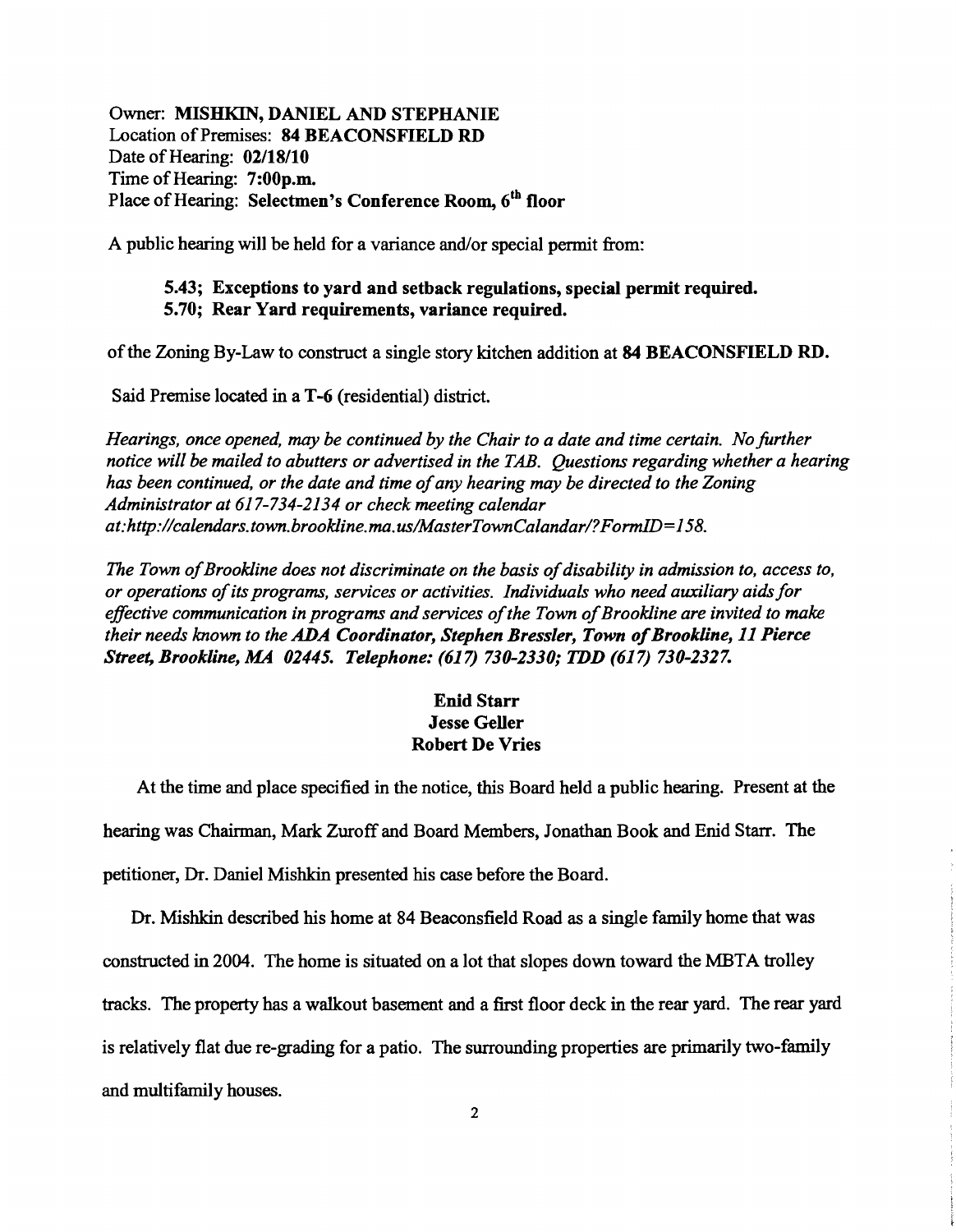Owner: **MISHKIN, DANIEL AND STEPHANIE**
Location of Premises: **84 BEACONSFIELD RD**
Date of Hearing: **02/18/10**
Time of Hearing: **7:00p.m.**
Place of Hearing: **Selectmen's Conference Room, 6th floor**

A public hearing will be held for a variance and/or special permit from:

> **5.43; Exceptions to yard and setback regulations, special permit required.**
> **5.70; Rear Yard requirements, variance required.**

of the Zoning By-Law to construct a single story kitchen addition at **84 BEACONSFIELD RD.**

Said Premise located in a **T-6** (residential) district.

*Hearings, once opened, may be continued by the Chair to a date and time certain. No further notice will be mailed to abutters or advertised in the TAB. Questions regarding whether a hearing has been continued, or the date and time of any hearing may be directed to the Zoning Administrator at 617-734-2134 or check meeting calendar at:http://calendars.town.brookline.ma.us/MasterTownCalandar/?FormID=158.*

*The Town of Brookline does not discriminate on the basis of disability in admission to, access to, or operations of its programs, services or activities. Individuals who need auxiliary aids for effective communication in programs and services of the Town of Brookline are invited to make their needs known to the* ***ADA Coordinator, Stephen Bressler, Town of Brookline, 11 Pierce Street, Brookline, MA 02445. Telephone: (617) 730-2330; TDD (617) 730-2327.***

**Enid Starr**
**Jesse Geller**
**Robert De Vries**

At the time and place specified in the notice, this Board held a public hearing. Present at the hearing was Chairman, Mark Zuroff and Board Members, Jonathan Book and Enid Starr. The petitioner, Dr. Daniel Mishkin presented his case before the Board.

Dr. Mishkin described his home at 84 Beaconsfield Road as a single family home that was constructed in 2004. The home is situated on a lot that slopes down toward the MBTA trolley tracks. The property has a walkout basement and a first floor deck in the rear yard. The rear yard is relatively flat due re-grading for a patio. The surrounding properties are primarily two-family and multifamily houses.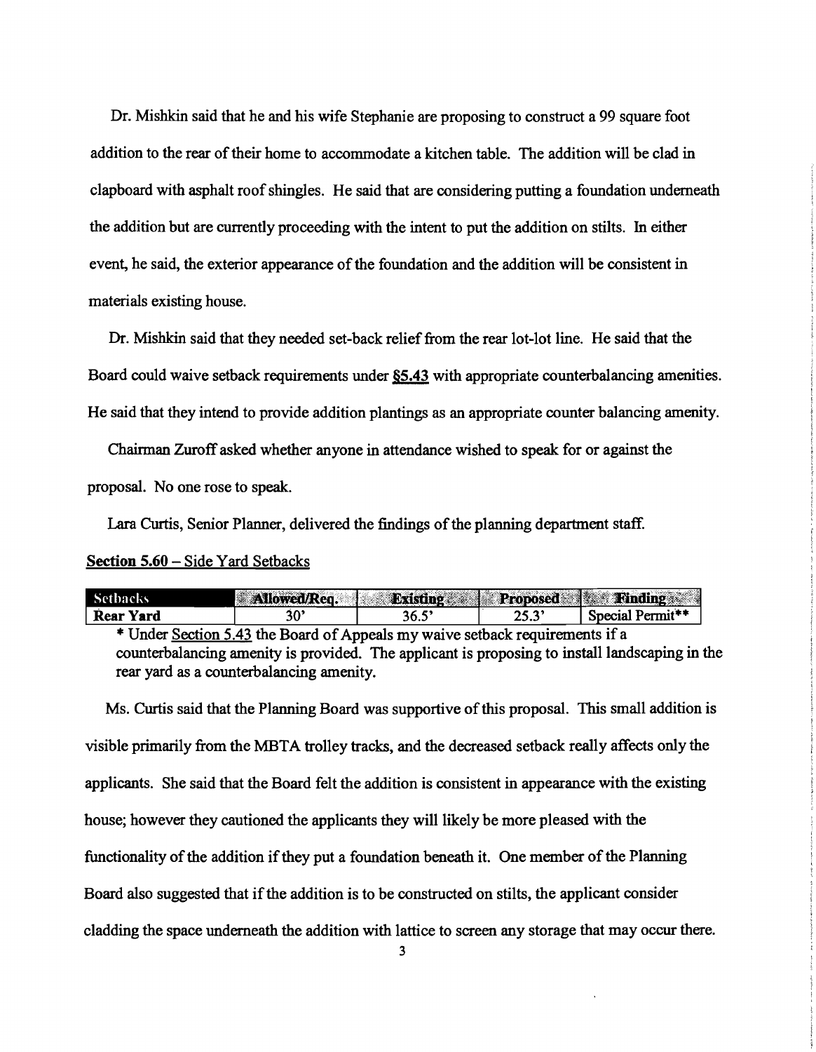Dr. Mishkin said that he and his wife Stephanie are proposing to construct a 99 square foot addition to the rear of their home to accommodate a kitchen table. The addition will be clad in clapboard with asphalt roof shingles. He said that are considering putting a foundation underneath the addition but are currently proceeding with the intent to put the addition on stilts. In either event, he said, the exterior appearance of the foundation and the addition will be consistent in materials existing house.

Dr. Mishkin said that they needed set-back relief from the rear lot-lot line. He said that the Board could waive setback requirements under §5.43 with appropriate counterbalancing amenities. He said that they intend to provide addition plantings as an appropriate counter balancing amenity.

Chairman Zuroff asked whether anyone in attendance wished to speak for or against the proposal. No one rose to speak.

Lara Curtis, Senior Planner, delivered the findings of the planning department staff.

**Section 5.60 – Side Yard Setbacks**

| Setbacks | Allowed/Req. | Existing | Proposed | Finding |
|---|---|---|---|---|
| Rear Yard | 30' | 36.5' | 25.3' | Special Permit** |

* Under Section 5.43 the Board of Appeals my waive setback requirements if a counterbalancing amenity is provided. The applicant is proposing to install landscaping in the rear yard as a counterbalancing amenity.

Ms. Curtis said that the Planning Board was supportive of this proposal. This small addition is visible primarily from the MBTA trolley tracks, and the decreased setback really affects only the applicants. She said that the Board felt the addition is consistent in appearance with the existing house; however they cautioned the applicants they will likely be more pleased with the functionality of the addition if they put a foundation beneath it. One member of the Planning Board also suggested that if the addition is to be constructed on stilts, the applicant consider cladding the space underneath the addition with lattice to screen any storage that may occur there.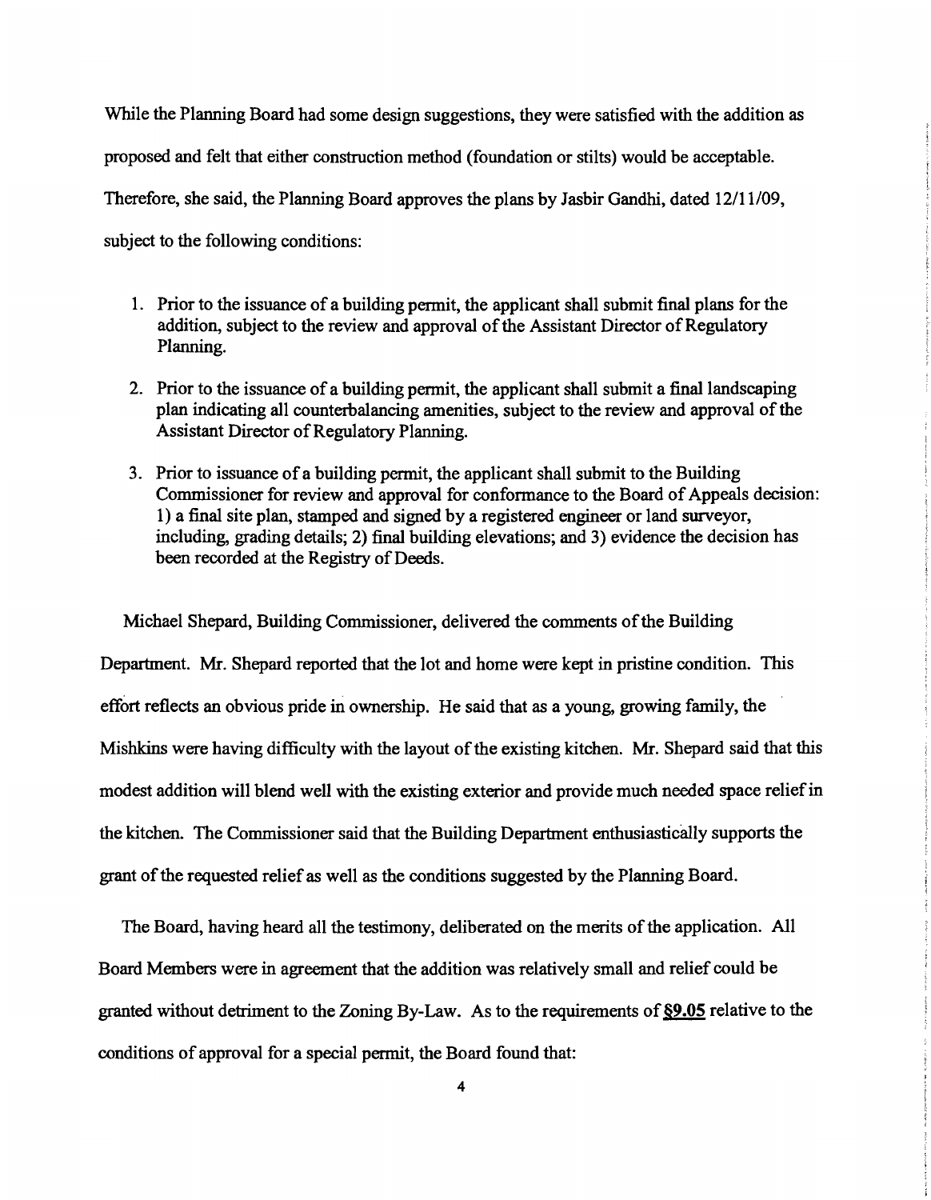While the Planning Board had some design suggestions, they were satisfied with the addition as proposed and felt that either construction method (foundation or stilts) would be acceptable. Therefore, she said, the Planning Board approves the plans by Jasbir Gandhi, dated 12/11/09, subject to the following conditions:

1. Prior to the issuance of a building permit, the applicant shall submit final plans for the addition, subject to the review and approval of the Assistant Director of Regulatory Planning.
2. Prior to the issuance of a building permit, the applicant shall submit a final landscaping plan indicating all counterbalancing amenities, subject to the review and approval of the Assistant Director of Regulatory Planning.
3. Prior to issuance of a building permit, the applicant shall submit to the Building Commissioner for review and approval for conformance to the Board of Appeals decision: 1) a final site plan, stamped and signed by a registered engineer or land surveyor, including, grading details; 2) final building elevations; and 3) evidence the decision has been recorded at the Registry of Deeds.

Michael Shepard, Building Commissioner, delivered the comments of the Building Department. Mr. Shepard reported that the lot and home were kept in pristine condition. This effort reflects an obvious pride in ownership. He said that as a young, growing family, the Mishkins were having difficulty with the layout of the existing kitchen. Mr. Shepard said that this modest addition will blend well with the existing exterior and provide much needed space relief in the kitchen. The Commissioner said that the Building Department enthusiastically supports the grant of the requested relief as well as the conditions suggested by the Planning Board.

The Board, having heard all the testimony, deliberated on the merits of the application. All Board Members were in agreement that the addition was relatively small and relief could be granted without detriment to the Zoning By-Law. As to the requirements of **§9.05** relative to the conditions of approval for a special permit, the Board found that: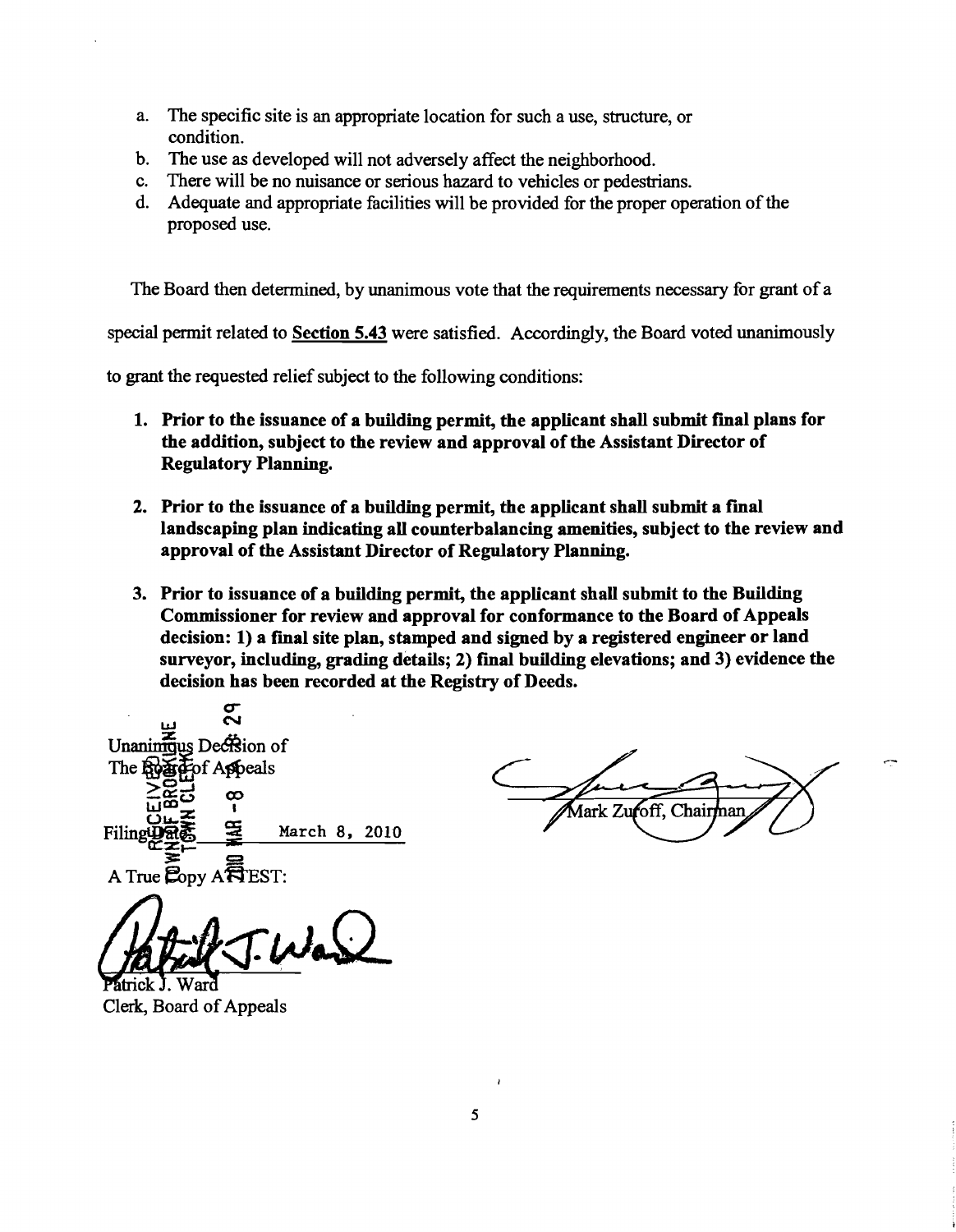a. The specific site is an appropriate location for such a use, structure, or condition.
b. The use as developed will not adversely affect the neighborhood.
c. There will be no nuisance or serious hazard to vehicles or pedestrians.
d. Adequate and appropriate facilities will be provided for the proper operation of the proposed use.

The Board then determined, by unanimous vote that the requirements necessary for grant of a special permit related to **Section 5.43** were satisfied. Accordingly, the Board voted unanimously to grant the requested relief subject to the following conditions:

1. **Prior to the issuance of a building permit, the applicant shall submit final plans for the addition, subject to the review and approval of the Assistant Director of Regulatory Planning.**

2. **Prior to the issuance of a building permit, the applicant shall submit a final landscaping plan indicating all counterbalancing amenities, subject to the review and approval of the Assistant Director of Regulatory Planning.**

3. **Prior to issuance of a building permit, the applicant shall submit to the Building Commissioner for review and approval for conformance to the Board of Appeals decision: 1) a final site plan, stamped and signed by a registered engineer or land surveyor, including, grading details; 2) final building elevations; and 3) evidence the decision has been recorded at the Registry of Deeds.**

Unanimous Decision of
The Board of Appeals

Filing Date: March 8, 2010

RECEIVED
TOWN OF BROOKLINE
TOWN CLERK
2010 MAR -8 P 2:29

A True Copy ATTEST:

Patrick J. Ward
Clerk, Board of Appeals

Mark Zuroff, Chairman